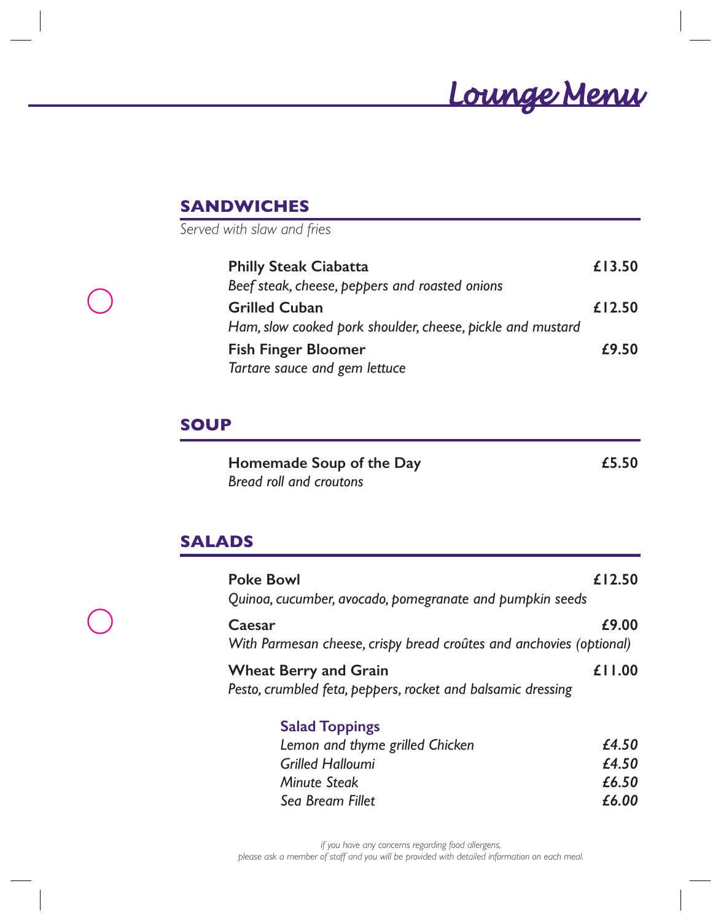# Lounge Menu

## SANDWICHES

*Served with slaw and fries*

**Philly Steak Ciabatta** **£13.50**
*Beef steak, cheese, peppers and roasted onions*

**Grilled Cuban** **£12.50**
*Ham, slow cooked pork shoulder, cheese, pickle and mustard*

**Fish Finger Bloomer** **£9.50**
*Tartare sauce and gem lettuce*

## SOUP

**Homemade Soup of the Day** **£5.50**
*Bread roll and croutons*

## SALADS

**Poke Bowl** **£12.50**
*Quinoa, cucumber, avocado, pomegranate and pumpkin seeds*

**Caesar** **£9.00**
*With Parmesan cheese, crispy bread croûtes and anchovies (optional)*

**Wheat Berry and Grain** **£11.00**
*Pesto, crumbled feta, peppers, rocket and balsamic dressing*

### Salad Toppings

| | |
|---|---|
| *Lemon and thyme grilled Chicken* | *£4.50* |
| *Grilled Halloumi* | *£4.50* |
| *Minute Steak* | *£6.50* |
| *Sea Bream Fillet* | *£6.00* |

*if you have any concerns regarding food allergens,*
*please ask a member of staff and you will be provided with detailed information on each meal.*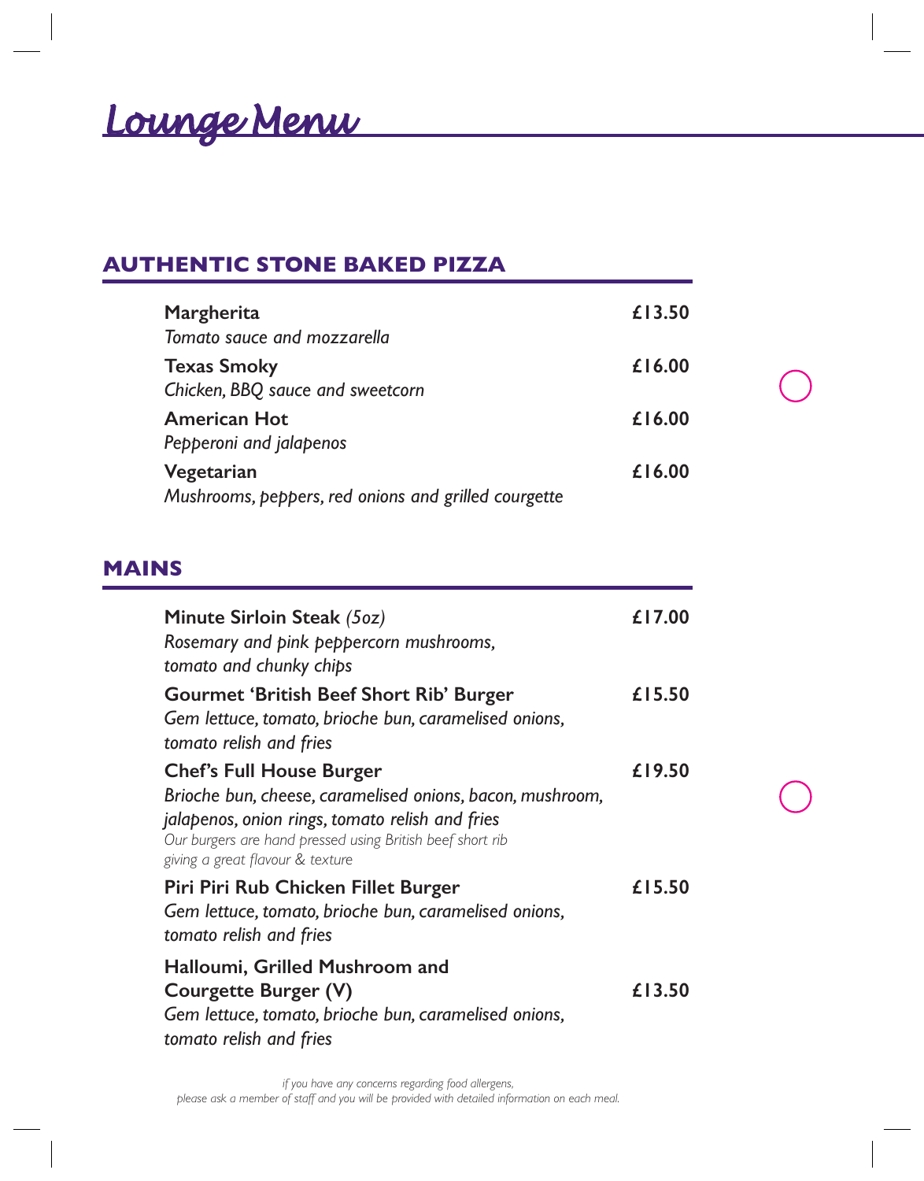# Lounge Menu

## AUTHENTIC STONE BAKED PIZZA

**Margherita** — £13.50
*Tomato sauce and mozzarella*

**Texas Smoky** — £16.00
*Chicken, BBQ sauce and sweetcorn*

**American Hot** — £16.00
*Pepperoni and jalapenos*

**Vegetarian** — £16.00
*Mushrooms, peppers, red onions and grilled courgette*

## MAINS

**Minute Sirloin Steak** *(5oz)* — £17.00
*Rosemary and pink peppercorn mushrooms, tomato and chunky chips*

**Gourmet 'British Beef Short Rib' Burger** — £15.50
*Gem lettuce, tomato, brioche bun, caramelised onions, tomato relish and fries*

**Chef's Full House Burger** — £19.50
*Brioche bun, cheese, caramelised onions, bacon, mushroom, jalapenos, onion rings, tomato relish and fries*
*Our burgers are hand pressed using British beef short rib giving a great flavour & texture*

**Piri Piri Rub Chicken Fillet Burger** — £15.50
*Gem lettuce, tomato, brioche bun, caramelised onions, tomato relish and fries*

**Halloumi, Grilled Mushroom and Courgette Burger (V)** — £13.50
*Gem lettuce, tomato, brioche bun, caramelised onions, tomato relish and fries*

*if you have any concerns regarding food allergens, please ask a member of staff and you will be provided with detailed information on each meal.*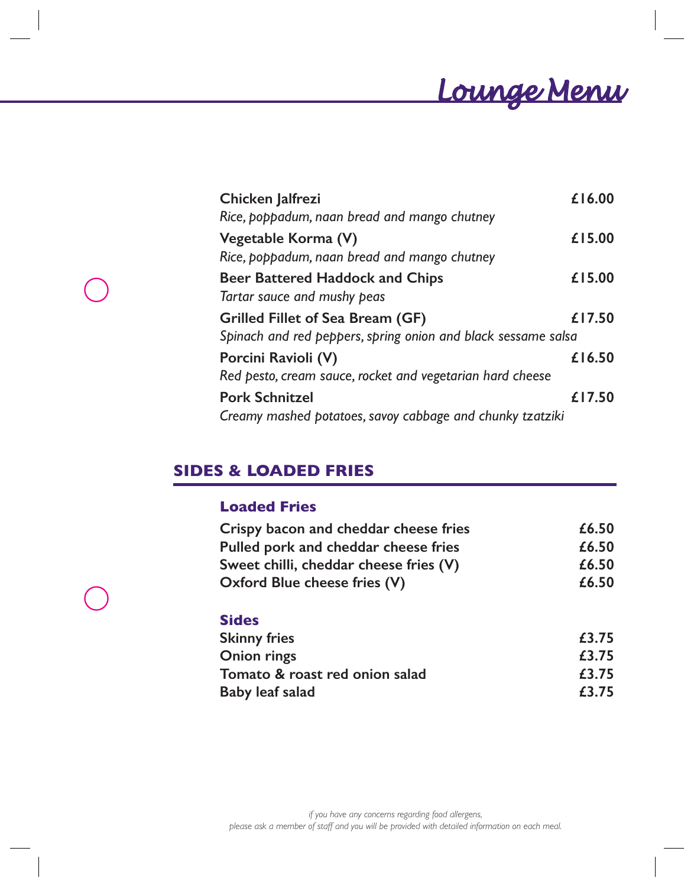# Lounge Menu

**Chicken Jalfrezi** **£16.00**
*Rice, poppadum, naan bread and mango chutney*

**Vegetable Korma (V)** **£15.00**
*Rice, poppadum, naan bread and mango chutney*

**Beer Battered Haddock and Chips** **£15.00**
*Tartar sauce and mushy peas*

**Grilled Fillet of Sea Bream (GF)** **£17.50**
*Spinach and red peppers, spring onion and black sessame salsa*

**Porcini Ravioli (V)** **£16.50**
*Red pesto, cream sauce, rocket and vegetarian hard cheese*

**Pork Schnitzel** **£17.50**
*Creamy mashed potatoes, savoy cabbage and chunky tzatziki*

## SIDES & LOADED FRIES

### Loaded Fries

| | |
|---|---|
| **Crispy bacon and cheddar cheese fries** | **£6.50** |
| **Pulled pork and cheddar cheese fries** | **£6.50** |
| **Sweet chilli, cheddar cheese fries (V)** | **£6.50** |
| **Oxford Blue cheese fries (V)** | **£6.50** |

### Sides

| | |
|---|---|
| **Skinny fries** | **£3.75** |
| **Onion rings** | **£3.75** |
| **Tomato & roast red onion salad** | **£3.75** |
| **Baby leaf salad** | **£3.75** |

*if you have any concerns regarding food allergens,*
*please ask a member of staff and you will be provided with detailed information on each meal.*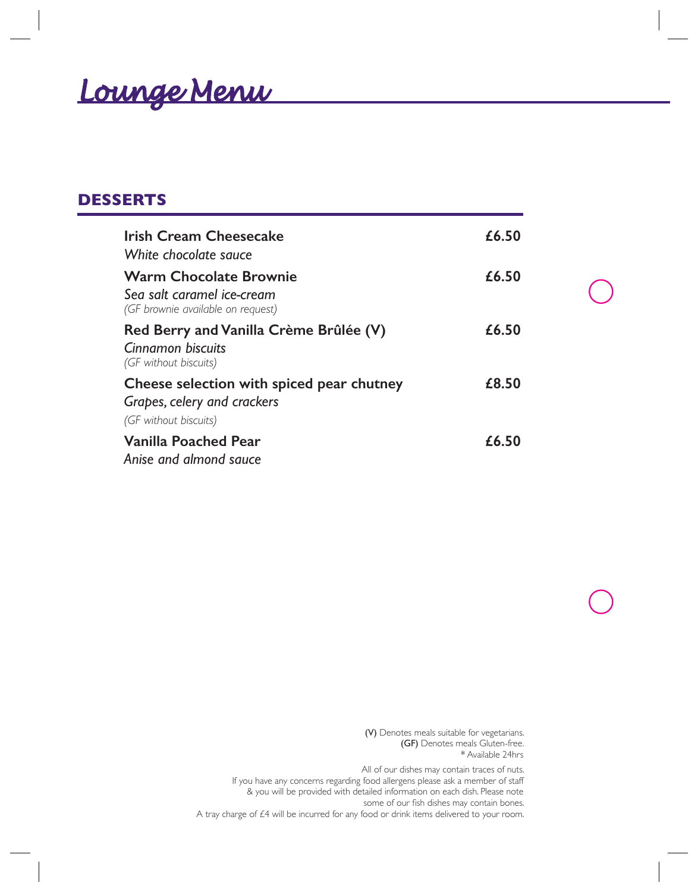# Lounge Menu

## DESSERTS

**Irish Cream Cheesecake** **£6.50**
*White chocolate sauce*

**Warm Chocolate Brownie** **£6.50**
*Sea salt caramel ice-cream*
*(GF brownie available on request)*

**Red Berry and Vanilla Crème Brûlée (V)** **£6.50**
*Cinnamon biscuits*
*(GF without biscuits)*

**Cheese selection with spiced pear chutney** **£8.50**
*Grapes, celery and crackers*
*(GF without biscuits)*

**Vanilla Poached Pear** **£6.50**
*Anise and almond sauce*

(V) Denotes meals suitable for vegetarians.
(GF) Denotes meals Gluten-free.
* Available 24hrs

All of our dishes may contain traces of nuts.
If you have any concerns regarding food allergens please ask a member of staff & you will be provided with detailed information on each dish. Please note some of our fish dishes may contain bones.
A tray charge of £4 will be incurred for any food or drink items delivered to your room.